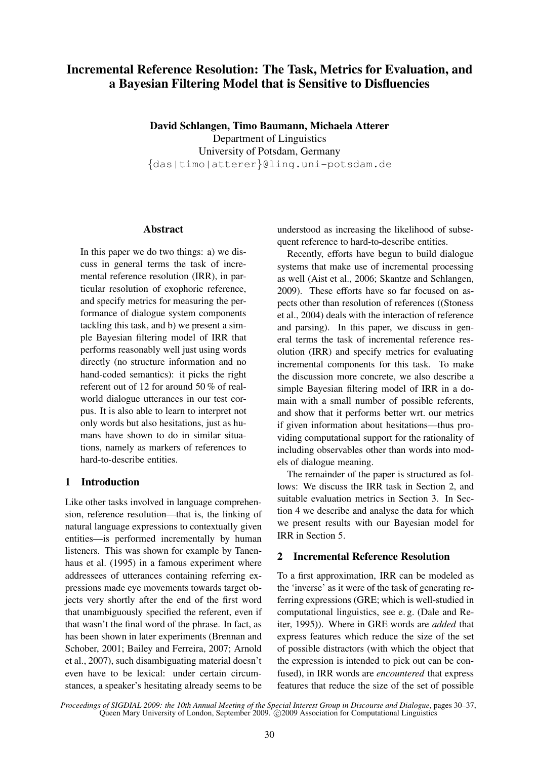# Incremental Reference Resolution: The Task, Metrics for Evaluation, and a Bayesian Filtering Model that is Sensitive to Disfluencies

**David Schlangen, Timo Baumann, Michaela Atterer**
Department of Linguistics
University of Potsdam, Germany
{das|timo|atterer}@ling.uni-potsdam.de

## Abstract

In this paper we do two things: a) we discuss in general terms the task of incremental reference resolution (IRR), in particular resolution of exophoric reference, and specify metrics for measuring the performance of dialogue system components tackling this task, and b) we present a simple Bayesian filtering model of IRR that performs reasonably well just using words directly (no structure information and no hand-coded semantics): it picks the right referent out of 12 for around 50 % of real-world dialogue utterances in our test corpus. It is also able to learn to interpret not only words but also hesitations, just as humans have shown to do in similar situations, namely as markers of references to hard-to-describe entities.

## 1 Introduction

Like other tasks involved in language comprehension, reference resolution—that is, the linking of natural language expressions to contextually given entities—is performed incrementally by human listeners. This was shown for example by Tanenhaus et al. (1995) in a famous experiment where addressees of utterances containing referring expressions made eye movements towards target objects very shortly after the end of the first word that unambiguously specified the referent, even if that wasn't the final word of the phrase. In fact, as has been shown in later experiments (Brennan and Schober, 2001; Bailey and Ferreira, 2007; Arnold et al., 2007), such disambiguating material doesn't even have to be lexical: under certain circumstances, a speaker's hesitating already seems to be understood as increasing the likelihood of subsequent reference to hard-to-describe entities.

Recently, efforts have begun to build dialogue systems that make use of incremental processing as well (Aist et al., 2006; Skantze and Schlangen, 2009). These efforts have so far focused on aspects other than resolution of references ((Stoness et al., 2004) deals with the interaction of reference and parsing). In this paper, we discuss in general terms the task of incremental reference resolution (IRR) and specify metrics for evaluating incremental components for this task. To make the discussion more concrete, we also describe a simple Bayesian filtering model of IRR in a domain with a small number of possible referents, and show that it performs better wrt. our metrics if given information about hesitations—thus providing computational support for the rationality of including observables other than words into models of dialogue meaning.

The remainder of the paper is structured as follows: We discuss the IRR task in Section 2, and suitable evaluation metrics in Section 3. In Section 4 we describe and analyse the data for which we present results with our Bayesian model for IRR in Section 5.

## 2 Incremental Reference Resolution

To a first approximation, IRR can be modeled as the 'inverse' as it were of the task of generating referring expressions (GRE; which is well-studied in computational linguistics, see e. g. (Dale and Reiter, 1995)). Where in GRE words are *added* that express features which reduce the size of the set of possible distractors (with which the object that the expression is intended to pick out can be confused), in IRR words are *encountered* that express features that reduce the size of the set of possible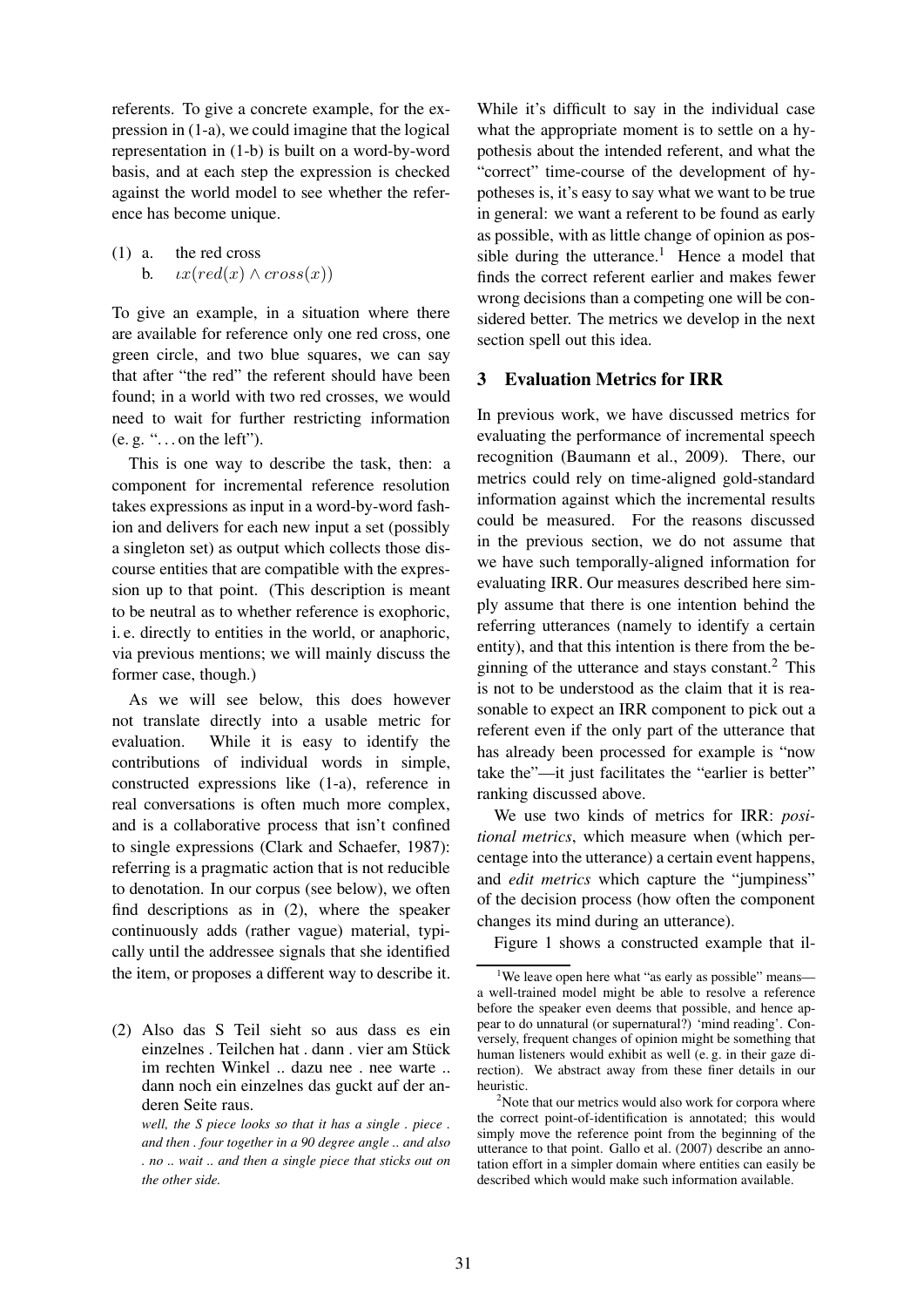referents. To give a concrete example, for the expression in (1-a), we could imagine that the logical representation in (1-b) is built on a word-by-word basis, and at each step the expression is checked against the world model to see whether the reference has become unique.

(1) a. the red cross
    b. $\iota x(red(x) \wedge cross(x))$

To give an example, in a situation where there are available for reference only one red cross, one green circle, and two blue squares, we can say that after "the red" the referent should have been found; in a world with two red crosses, we would need to wait for further restricting information (e. g. "... on the left").

This is one way to describe the task, then: a component for incremental reference resolution takes expressions as input in a word-by-word fashion and delivers for each new input a set (possibly a singleton set) as output which collects those discourse entities that are compatible with the expression up to that point. (This description is meant to be neutral as to whether reference is exophoric, i. e. directly to entities in the world, or anaphoric, via previous mentions; we will mainly discuss the former case, though.)

As we will see below, this does however not translate directly into a usable metric for evaluation. While it is easy to identify the contributions of individual words in simple, constructed expressions like (1-a), reference in real conversations is often much more complex, and is a collaborative process that isn't confined to single expressions (Clark and Schaefer, 1987): referring is a pragmatic action that is not reducible to denotation. In our corpus (see below), we often find descriptions as in (2), where the speaker continuously adds (rather vague) material, typically until the addressee signals that she identified the item, or proposes a different way to describe it.

(2) Also das S Teil sieht so aus dass es ein einzelnes . Teilchen hat . dann . vier am Stück im rechten Winkel .. dazu nee . nee warte .. dann noch ein einzelnes das guckt auf der anderen Seite raus.

*well, the S piece looks so that it has a single . piece . and then . four together in a 90 degree angle .. and also . no .. wait .. and then a single piece that sticks out on the other side.*

While it's difficult to say in the individual case what the appropriate moment is to settle on a hypothesis about the intended referent, and what the "correct" time-course of the development of hypotheses is, it's easy to say what we want to be true in general: we want a referent to be found as early as possible, with as little change of opinion as possible during the utterance.[1] Hence a model that finds the correct referent earlier and makes fewer wrong decisions than a competing one will be considered better. The metrics we develop in the next section spell out this idea.

## 3 Evaluation Metrics for IRR

In previous work, we have discussed metrics for evaluating the performance of incremental speech recognition (Baumann et al., 2009). There, our metrics could rely on time-aligned gold-standard information against which the incremental results could be measured. For the reasons discussed in the previous section, we do not assume that we have such temporally-aligned information for evaluating IRR. Our measures described here simply assume that there is one intention behind the referring utterances (namely to identify a certain entity), and that this intention is there from the beginning of the utterance and stays constant.[2] This is not to be understood as the claim that it is reasonable to expect an IRR component to pick out a referent even if the only part of the utterance that has already been processed for example is "now take the"—it just facilitates the "earlier is better" ranking discussed above.

We use two kinds of metrics for IRR: *positional metrics*, which measure when (which percentage into the utterance) a certain event happens, and *edit metrics* which capture the "jumpiness" of the decision process (how often the component changes its mind during an utterance).

Figure 1 shows a constructed example that il-

[1] We leave open here what "as early as possible" means—a well-trained model might be able to resolve a reference before the speaker even deems that possible, and hence appear to do unnatural (or supernatural?) 'mind reading'. Conversely, frequent changes of opinion might be something that human listeners would exhibit as well (e. g. in their gaze direction). We abstract away from these finer details in our heuristic.

[2] Note that our metrics would also work for corpora where the correct point-of-identification is annotated; this would simply move the reference point from the beginning of the utterance to that point. Gallo et al. (2007) describe an annotation effort in a simpler domain where entities can easily be described which would make such information available.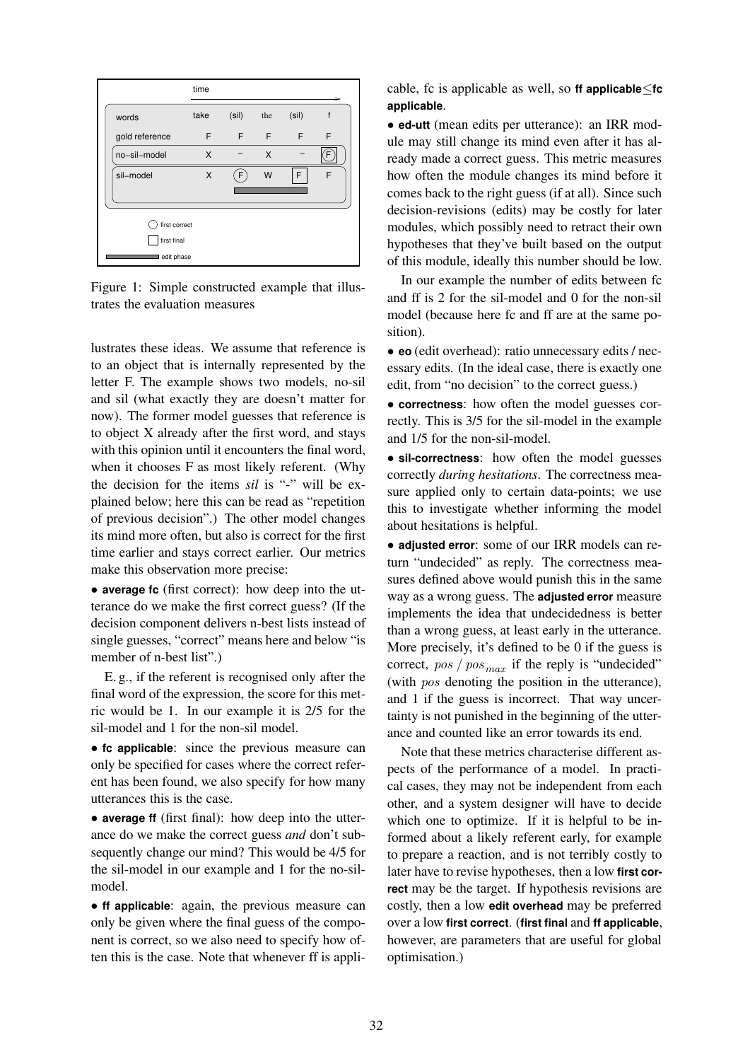| | take | (sil) | the | (sil) | f |
|---|---|---|---|---|---|
| words | take | (sil) | the | (sil) | f |
| gold reference | F | F | F | F | F |
| no–sil–model | X | – | X | – | (F) |
| sil–model | X | (F) | W | [F] | F |

○ first correct
□ first final
▬ edit phase

Figure 1: Simple constructed example that illustrates the evaluation measures

lustrates these ideas. We assume that reference is to an object that is internally represented by the letter F. The example shows two models, no-sil and sil (what exactly they are doesn't matter for now). The former model guesses that reference is to object X already after the first word, and stays with this opinion until it encounters the final word, when it chooses F as most likely referent. (Why the decision for the items *sil* is "-" will be explained below; here this can be read as "repetition of previous decision".) The other model changes its mind more often, but also is correct for the first time earlier and stays correct earlier. Our metrics make this observation more precise:

- **average fc** (first correct): how deep into the utterance do we make the first correct guess? (If the decision component delivers n-best lists instead of single guesses, "correct" means here and below "is member of n-best list".)

E. g., if the referent is recognised only after the final word of the expression, the score for this metric would be 1. In our example it is 2/5 for the sil-model and 1 for the non-sil model.

- **fc applicable**: since the previous measure can only be specified for cases where the correct referent has been found, we also specify for how many utterances this is the case.

- **average ff** (first final): how deep into the utterance do we make the correct guess *and* don't subsequently change our mind? This would be 4/5 for the sil-model in our example and 1 for the no-sil-model.

- **ff applicable**: again, the previous measure can only be given where the final guess of the component is correct, so we also need to specify how often this is the case. Note that whenever ff is applicable, fc is applicable as well, so **ff applicable**≤**fc applicable**.

- **ed-utt** (mean edits per utterance): an IRR module may still change its mind even after it has already made a correct guess. This metric measures how often the module changes its mind before it comes back to the right guess (if at all). Since such decision-revisions (edits) may be costly for later modules, which possibly need to retract their own hypotheses that they've built based on the output of this module, ideally this number should be low.

In our example the number of edits between fc and ff is 2 for the sil-model and 0 for the non-sil model (because here fc and ff are at the same position).

- **eo** (edit overhead): ratio unnecessary edits / necessary edits. (In the ideal case, there is exactly one edit, from "no decision" to the correct guess.)

- **correctness**: how often the model guesses correctly. This is 3/5 for the sil-model in the example and 1/5 for the non-sil-model.

- **sil-correctness**: how often the model guesses correctly *during hesitations*. The correctness measure applied only to certain data-points; we use this to investigate whether informing the model about hesitations is helpful.

- **adjusted error**: some of our IRR models can return "undecided" as reply. The correctness measures defined above would punish this in the same way as a wrong guess. The **adjusted error** measure implements the idea that undecidedness is better than a wrong guess, at least early in the utterance. More precisely, it's defined to be 0 if the guess is correct, $pos\ /\ pos_{max}$ if the reply is "undecided" (with $pos$ denoting the position in the utterance), and 1 if the guess is incorrect. That way uncertainty is not punished in the beginning of the utterance and counted like an error towards its end.

Note that these metrics characterise different aspects of the performance of a model. In practical cases, they may not be independent from each other, and a system designer will have to decide which one to optimize. If it is helpful to be informed about a likely referent early, for example to prepare a reaction, and is not terribly costly to later have to revise hypotheses, then a low **first correct** may be the target. If hypothesis revisions are costly, then a low **edit overhead** may be preferred over a low **first correct**. (**first final** and **ff applicable**, however, are parameters that are useful for global optimisation.)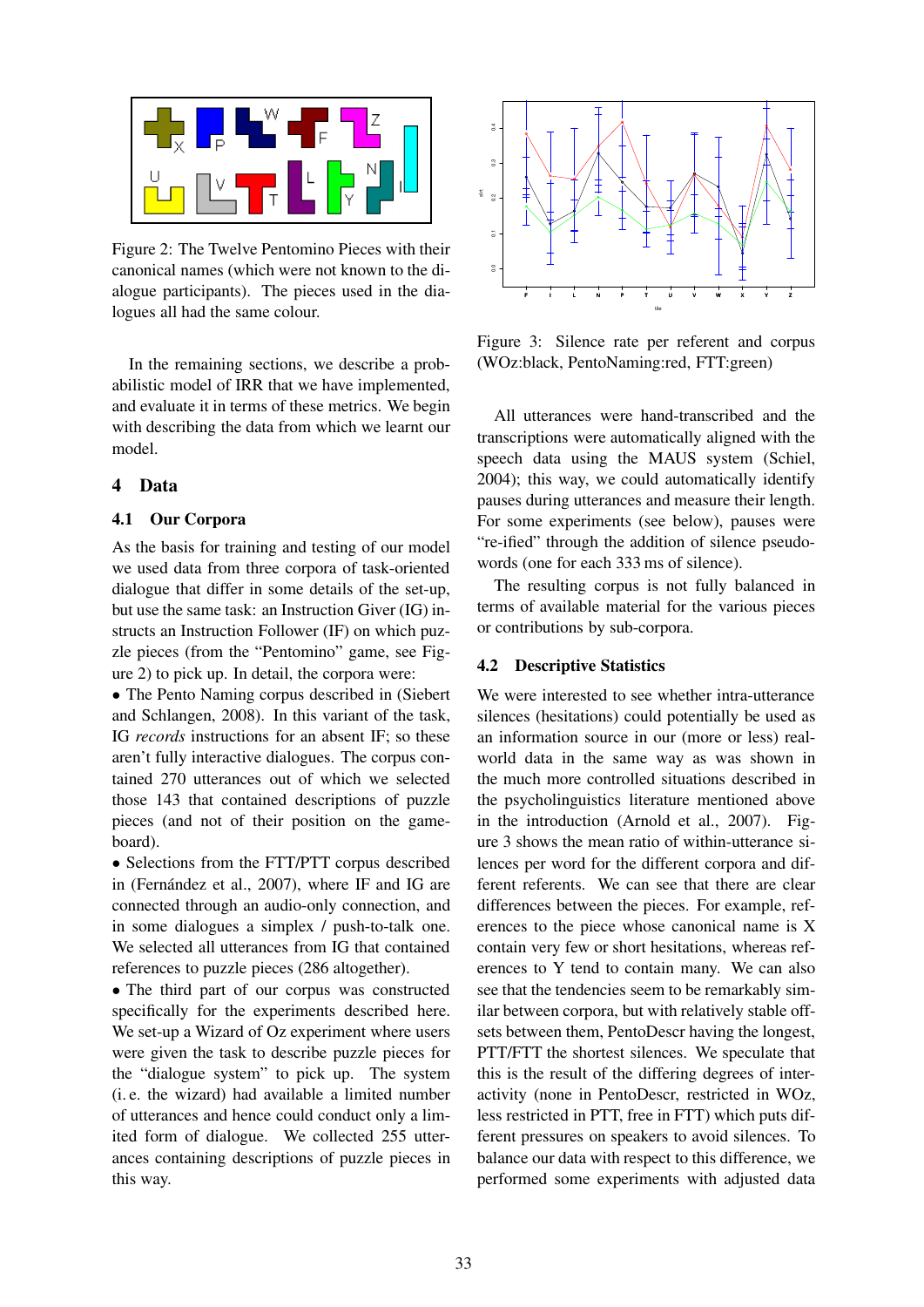Figure 2: The Twelve Pentomino Pieces with their canonical names (which were not known to the dialogue participants). The pieces used in the dialogues all had the same colour.

In the remaining sections, we describe a probabilistic model of IRR that we have implemented, and evaluate it in terms of these metrics. We begin with describing the data from which we learnt our model.

## 4 Data

### 4.1 Our Corpora

As the basis for training and testing of our model we used data from three corpora of task-oriented dialogue that differ in some details of the set-up, but use the same task: an Instruction Giver (IG) instructs an Instruction Follower (IF) on which puzzle pieces (from the "Pentomino" game, see Figure 2) to pick up. In detail, the corpora were:

- The Pento Naming corpus described in (Siebert and Schlangen, 2008). In this variant of the task, IG *records* instructions for an absent IF; so these aren't fully interactive dialogues. The corpus contained 270 utterances out of which we selected those 143 that contained descriptions of puzzle pieces (and not of their position on the game-board).
- Selections from the FTT/PTT corpus described in (Fernández et al., 2007), where IF and IG are connected through an audio-only connection, and in some dialogues a simplex / push-to-talk one. We selected all utterances from IG that contained references to puzzle pieces (286 altogether).
- The third part of our corpus was constructed specifically for the experiments described here. We set-up a Wizard of Oz experiment where users were given the task to describe puzzle pieces for the "dialogue system" to pick up. The system (i. e. the wizard) had available a limited number of utterances and hence could conduct only a limited form of dialogue. We collected 255 utterances containing descriptions of puzzle pieces in this way.

Figure 3: Silence rate per referent and corpus (WOz:black, PentoNaming:red, FTT:green)

All utterances were hand-transcribed and the transcriptions were automatically aligned with the speech data using the MAUS system (Schiel, 2004); this way, we could automatically identify pauses during utterances and measure their length. For some experiments (see below), pauses were "re-ified" through the addition of silence pseudo-words (one for each 333 ms of silence).

The resulting corpus is not fully balanced in terms of available material for the various pieces or contributions by sub-corpora.

### 4.2 Descriptive Statistics

We were interested to see whether intra-utterance silences (hesitations) could potentially be used as an information source in our (more or less) real-world data in the same way as was shown in the much more controlled situations described in the psycholinguistics literature mentioned above in the introduction (Arnold et al., 2007). Figure 3 shows the mean ratio of within-utterance silences per word for the different corpora and different referents. We can see that there are clear differences between the pieces. For example, references to the piece whose canonical name is X contain very few or short hesitations, whereas references to Y tend to contain many. We can also see that the tendencies seem to be remarkably similar between corpora, but with relatively stable offsets between them, PentoDescr having the longest, PTT/FTT the shortest silences. We speculate that this is the result of the differing degrees of interactivity (none in PentoDescr, restricted in WOz, less restricted in PTT, free in FTT) which puts different pressures on speakers to avoid silences. To balance our data with respect to this difference, we performed some experiments with adjusted data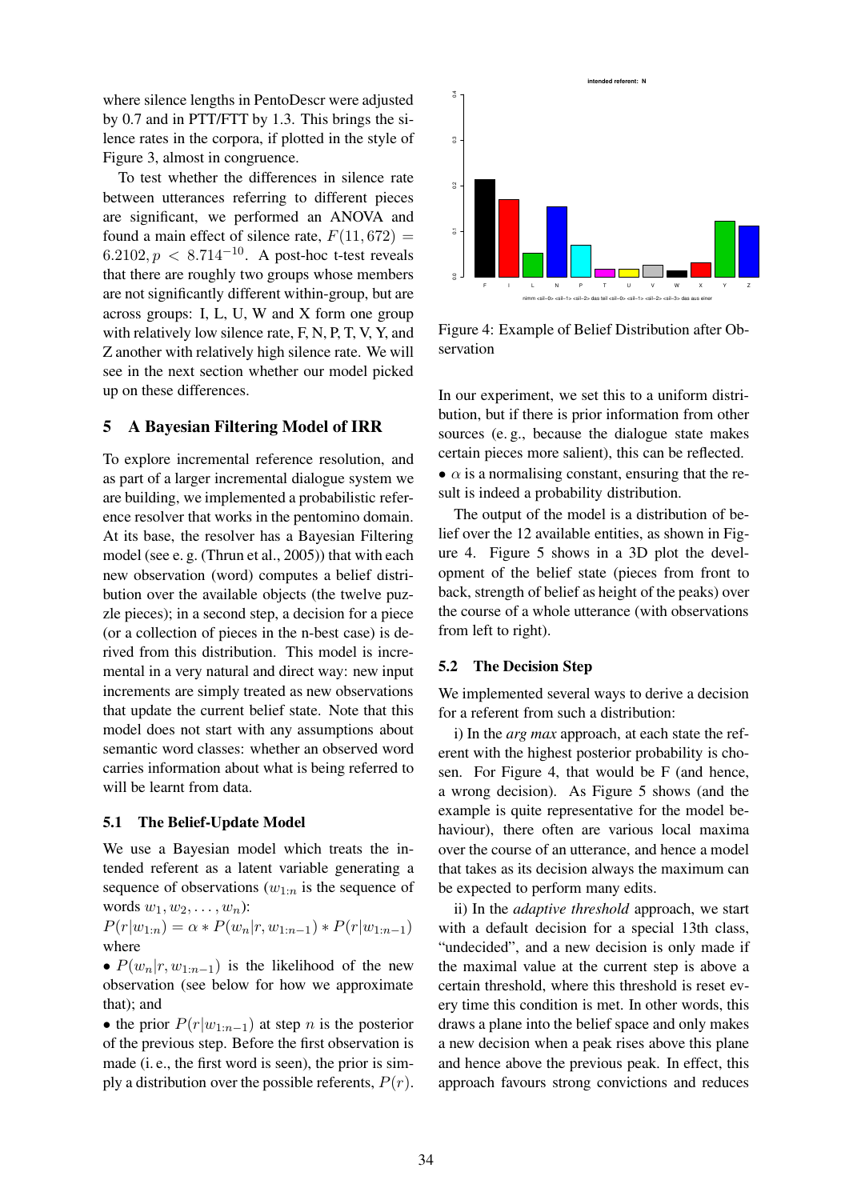where silence lengths in PentoDescr were adjusted by 0.7 and in PTT/FTT by 1.3. This brings the silence rates in the corpora, if plotted in the style of Figure 3, almost in congruence.

To test whether the differences in silence rate between utterances referring to different pieces are significant, we performed an ANOVA and found a main effect of silence rate, $F(11, 672) = 6.2102, p < 8.714^{-10}$. A post-hoc t-test reveals that there are roughly two groups whose members are not significantly different within-group, but are across groups: I, L, U, W and X form one group with relatively low silence rate, F, N, P, T, V, Y, and Z another with relatively high silence rate. We will see in the next section whether our model picked up on these differences.

## 5 A Bayesian Filtering Model of IRR

To explore incremental reference resolution, and as part of a larger incremental dialogue system we are building, we implemented a probabilistic reference resolver that works in the pentomino domain. At its base, the resolver has a Bayesian Filtering model (see e. g. (Thrun et al., 2005)) that with each new observation (word) computes a belief distribution over the available objects (the twelve puzzle pieces); in a second step, a decision for a piece (or a collection of pieces in the n-best case) is derived from this distribution. This model is incremental in a very natural and direct way: new input increments are simply treated as new observations that update the current belief state. Note that this model does not start with any assumptions about semantic word classes: whether an observed word carries information about what is being referred to will be learnt from data.

### 5.1 The Belief-Update Model

We use a Bayesian model which treats the intended referent as a latent variable generating a sequence of observations ($w_{1:n}$ is the sequence of words $w_1, w_2, \ldots, w_n$):

$P(r|w_{1:n}) = \alpha * P(w_n|r, w_{1:n-1}) * P(r|w_{1:n-1})$

where

- $P(w_n|r, w_{1:n-1})$ is the likelihood of the new observation (see below for how we approximate that); and
- the prior $P(r|w_{1:n-1})$ at step $n$ is the posterior of the previous step. Before the first observation is made (i. e., the first word is seen), the prior is simply a distribution over the possible referents, $P(r)$. In our experiment, we set this to a uniform distribution, but if there is prior information from other sources (e. g., because the dialogue state makes certain pieces more salient), this can be reflected.
- $\alpha$ is a normalising constant, ensuring that the result is indeed a probability distribution.

Figure 4: Example of Belief Distribution after Observation

The output of the model is a distribution of belief over the 12 available entities, as shown in Figure 4. Figure 5 shows in a 3D plot the development of the belief state (pieces from front to back, strength of belief as height of the peaks) over the course of a whole utterance (with observations from left to right).

### 5.2 The Decision Step

We implemented several ways to derive a decision for a referent from such a distribution:

i) In the *arg max* approach, at each state the referent with the highest posterior probability is chosen. For Figure 4, that would be F (and hence, a wrong decision). As Figure 5 shows (and the example is quite representative for the model behaviour), there often are various local maxima over the course of an utterance, and hence a model that takes as its decision always the maximum can be expected to perform many edits.

ii) In the *adaptive threshold* approach, we start with a default decision for a special 13th class, "undecided", and a new decision is only made if the maximal value at the current step is above a certain threshold, where this threshold is reset every time this condition is met. In other words, this draws a plane into the belief space and only makes a new decision when a peak rises above this plane and hence above the previous peak. In effect, this approach favours strong convictions and reduces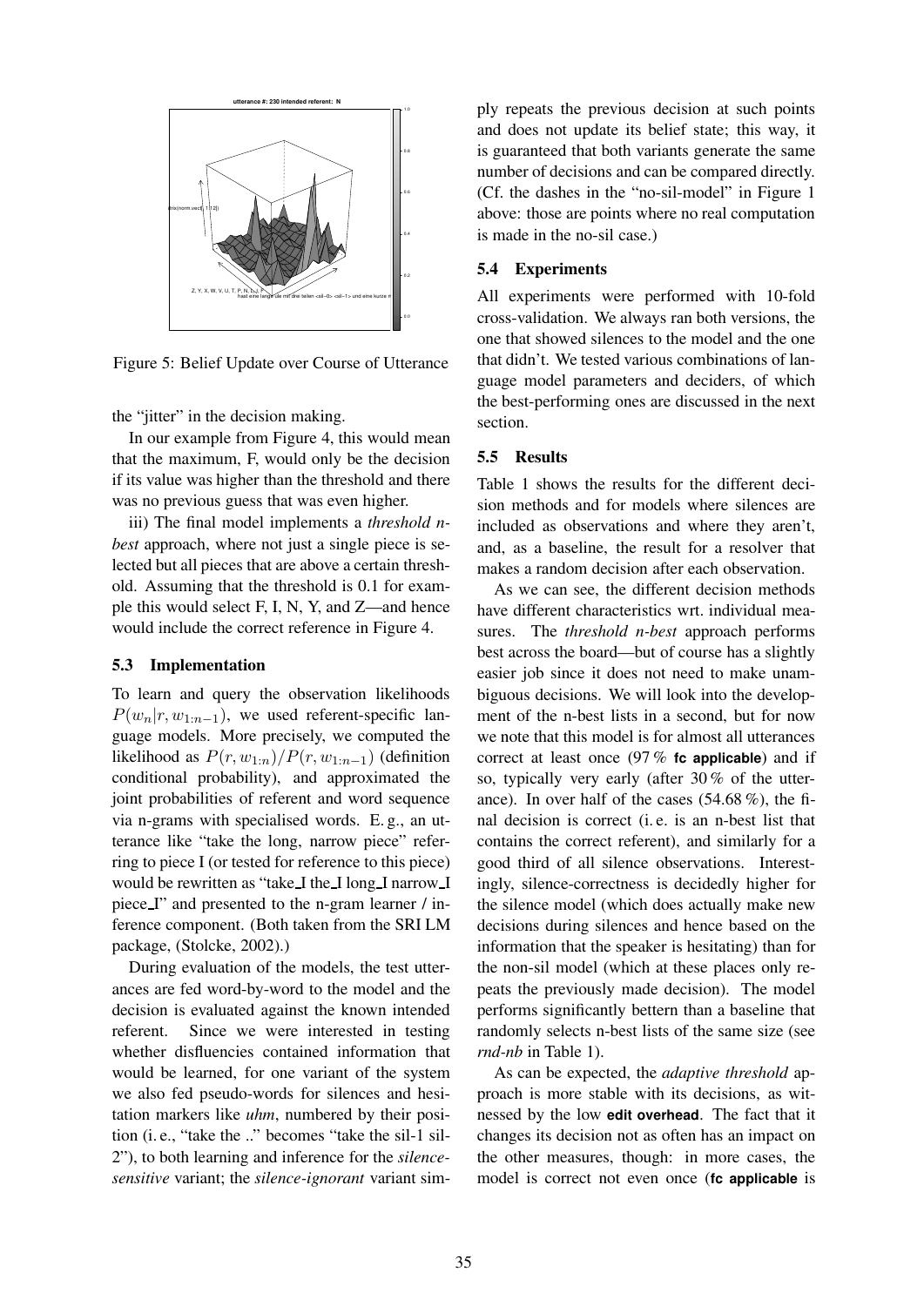Figure 5: Belief Update over Course of Utterance

the "jitter" in the decision making.

In our example from Figure 4, this would mean that the maximum, F, would only be the decision if its value was higher than the threshold and there was no previous guess that was even higher.

iii) The final model implements a *threshold n-best* approach, where not just a single piece is selected but all pieces that are above a certain threshold. Assuming that the threshold is 0.1 for example this would select F, I, N, Y, and Z—and hence would include the correct reference in Figure 4.

### 5.3 Implementation

To learn and query the observation likelihoods $P(w_n|r, w_{1:n-1})$, we used referent-specific language models. More precisely, we computed the likelihood as $P(r, w_{1:n})/P(r, w_{1:n-1})$ (definition conditional probability), and approximated the joint probabilities of referent and word sequence via n-grams with specialised words. E. g., an utterance like "take the long, narrow piece" referring to piece I (or tested for reference to this piece) would be rewritten as "take_I the_I long_I narrow_I piece_I" and presented to the n-gram learner / inference component. (Both taken from the SRI LM package, (Stolcke, 2002).)

During evaluation of the models, the test utterances are fed word-by-word to the model and the decision is evaluated against the known intended referent. Since we were interested in testing whether disfluencies contained information that would be learned, for one variant of the system we also fed pseudo-words for silences and hesitation markers like *uhm*, numbered by their position (i. e., "take the .." becomes "take the sil-1 sil-2"), to both learning and inference for the *silence-sensitive* variant; the *silence-ignorant* variant simply repeats the previous decision at such points and does not update its belief state; this way, it is guaranteed that both variants generate the same number of decisions and can be compared directly. (Cf. the dashes in the "no-sil-model" in Figure 1 above: those are points where no real computation is made in the no-sil case.)

### 5.4 Experiments

All experiments were performed with 10-fold cross-validation. We always ran both versions, the one that showed silences to the model and the one that didn't. We tested various combinations of language model parameters and deciders, of which the best-performing ones are discussed in the next section.

### 5.5 Results

Table 1 shows the results for the different decision methods and for models where silences are included as observations and where they aren't, and, as a baseline, the result for a resolver that makes a random decision after each observation.

As we can see, the different decision methods have different characteristics wrt. individual measures. The *threshold n-best* approach performs best across the board—but of course has a slightly easier job since it does not need to make unambiguous decisions. We will look into the development of the n-best lists in a second, but for now we note that this model is for almost all utterances correct at least once (97 % **fc applicable**) and if so, typically very early (after 30 % of the utterance). In over half of the cases (54.68 %), the final decision is correct (i. e. is an n-best list that contains the correct referent), and similarly for a good third of all silence observations. Interestingly, silence-correctness is decidedly higher for the silence model (which does actually make new decisions during silences and hence based on the information that the speaker is hesitating) than for the non-sil model (which at these places only repeats the previously made decision). The model performs significantly bettern than a baseline that randomly selects n-best lists of the same size (see *rnd-nb* in Table 1).

As can be expected, the *adaptive threshold* approach is more stable with its decisions, as witnessed by the low **edit overhead**. The fact that it changes its decision not as often has an impact on the other measures, though: in more cases, the model is correct not even once (**fc applicable** is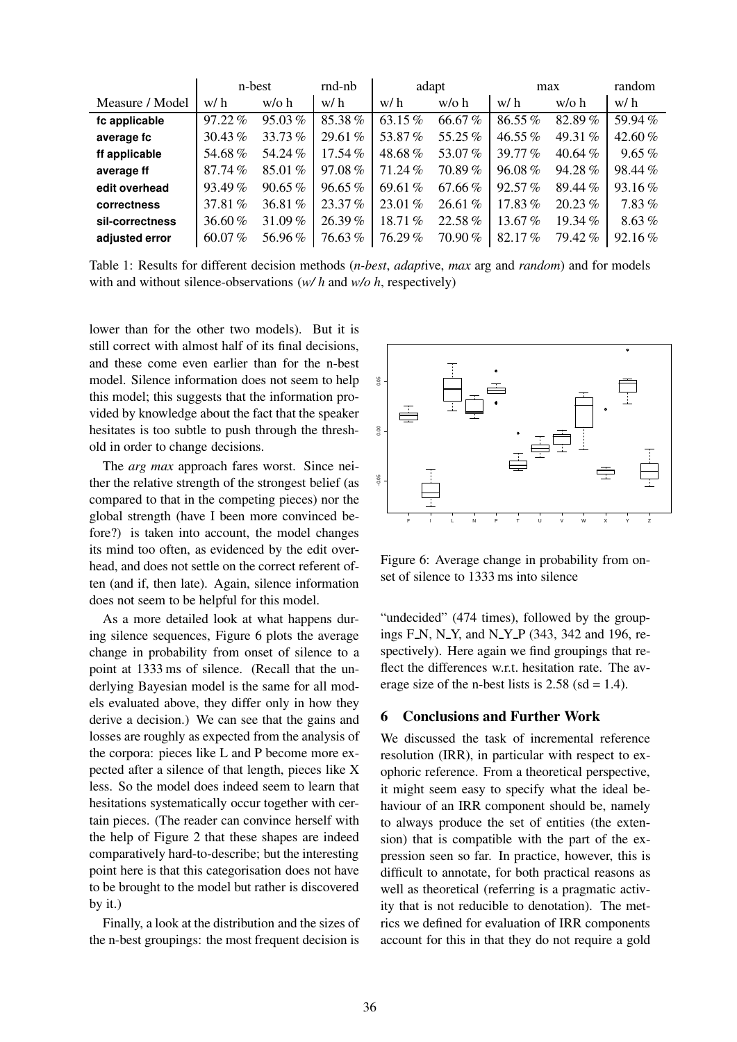| Measure / Model | n-best | | rnd-nb | adapt | | max | | random |
|---|---|---|---|---|---|---|---|---|
| | w/ h | w/o h | w/ h | w/ h | w/o h | w/ h | w/o h | w/ h |
| **fc applicable** | 97.22 % | 95.03 % | 85.38 % | 63.15 % | 66.67 % | 86.55 % | 82.89 % | 59.94 % |
| **average fc** | 30.43 % | 33.73 % | 29.61 % | 53.87 % | 55.25 % | 46.55 % | 49.31 % | 42.60 % |
| **ff applicable** | 54.68 % | 54.24 % | 17.54 % | 48.68 % | 53.07 % | 39.77 % | 40.64 % | 9.65 % |
| **average ff** | 87.74 % | 85.01 % | 97.08 % | 71.24 % | 70.89 % | 96.08 % | 94.28 % | 98.44 % |
| **edit overhead** | 93.49 % | 90.65 % | 96.65 % | 69.61 % | 67.66 % | 92.57 % | 89.44 % | 93.16 % |
| **correctness** | 37.81 % | 36.81 % | 23.37 % | 23.01 % | 26.61 % | 17.83 % | 20.23 % | 7.83 % |
| **sil-correctness** | 36.60 % | 31.09 % | 26.39 % | 18.71 % | 22.58 % | 13.67 % | 19.34 % | 8.63 % |
| **adjusted error** | 60.07 % | 56.96 % | 76.63 % | 76.29 % | 70.90 % | 82.17 % | 79.42 % | 92.16 % |

Table 1: Results for different decision methods (*n-best*, *adapt*ive, *max* arg and *random*) and for models with and without silence-observations (*w/ h* and *w/o h*, respectively)

lower than for the other two models). But it is still correct with almost half of its final decisions, and these come even earlier than for the n-best model. Silence information does not seem to help this model; this suggests that the information provided by knowledge about the fact that the speaker hesitates is too subtle to push through the threshold in order to change decisions.

The *arg max* approach fares worst. Since neither the relative strength of the strongest belief (as compared to that in the competing pieces) nor the global strength (have I been more convinced before?) is taken into account, the model changes its mind too often, as evidenced by the edit overhead, and does not settle on the correct referent often (and if, then late). Again, silence information does not seem to be helpful for this model.

As a more detailed look at what happens during silence sequences, Figure 6 plots the average change in probability from onset of silence to a point at 1333 ms of silence. (Recall that the underlying Bayesian model is the same for all models evaluated above, they differ only in how they derive a decision.) We can see that the gains and losses are roughly as expected from the analysis of the corpora: pieces like L and P become more expected after a silence of that length, pieces like X less. So the model does indeed seem to learn that hesitations systematically occur together with certain pieces. (The reader can convince herself with the help of Figure 2 that these shapes are indeed comparatively hard-to-describe; but the interesting point here is that this categorisation does not have to be brought to the model but rather is discovered by it.)

Finally, a look at the distribution and the sizes of the n-best groupings: the most frequent decision is

Figure 6: Average change in probability from onset of silence to 1333 ms into silence

"undecided" (474 times), followed by the groupings F_N, N_Y, and N_Y_P (343, 342 and 196, respectively). Here again we find groupings that reflect the differences w.r.t. hesitation rate. The average size of the n-best lists is 2.58 (sd = 1.4).

## 6 Conclusions and Further Work

We discussed the task of incremental reference resolution (IRR), in particular with respect to exophoric reference. From a theoretical perspective, it might seem easy to specify what the ideal behaviour of an IRR component should be, namely to always produce the set of entities (the extension) that is compatible with the part of the expression seen so far. In practice, however, this is difficult to annotate, for both practical reasons as well as theoretical (referring is a pragmatic activity that is not reducible to denotation). The metrics we defined for evaluation of IRR components account for this in that they do not require a gold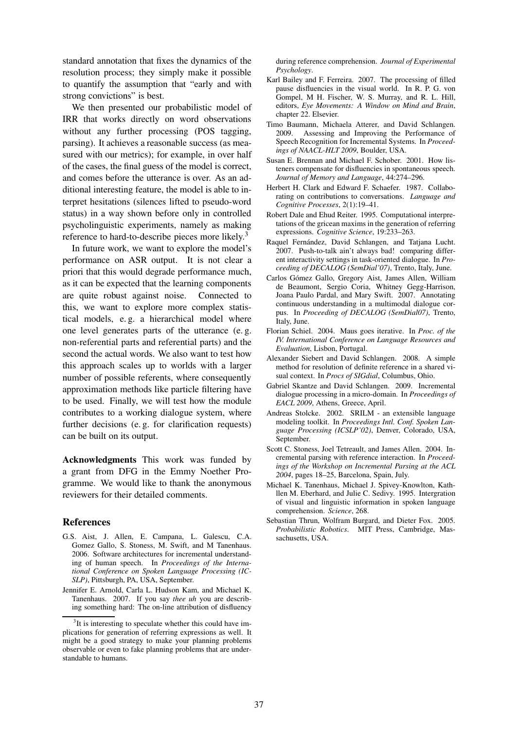standard annotation that fixes the dynamics of the resolution process; they simply make it possible to quantify the assumption that "early and with strong convictions" is best.

We then presented our probabilistic model of IRR that works directly on word observations without any further processing (POS tagging, parsing). It achieves a reasonable success (as measured with our metrics); for example, in over half of the cases, the final guess of the model is correct, and comes before the utterance is over. As an additional interesting feature, the model is able to interpret hesitations (silences lifted to pseudo-word status) in a way shown before only in controlled psycholinguistic experiments, namely as making reference to hard-to-describe pieces more likely.[3]

In future work, we want to explore the model's performance on ASR output. It is not clear a priori that this would degrade performance much, as it can be expected that the learning components are quite robust against noise. Connected to this, we want to explore more complex statistical models, e. g. a hierarchical model where one level generates parts of the utterance (e. g. non-referential parts and referential parts) and the second the actual words. We also want to test how this approach scales up to worlds with a larger number of possible referents, where consequently approximation methods like particle filtering have to be used. Finally, we will test how the module contributes to a working dialogue system, where further decisions (e. g. for clarification requests) can be built on its output.

**Acknowledgments** This work was funded by a grant from DFG in the Emmy Noether Programme. We would like to thank the anonymous reviewers for their detailed comments.

[3]It is interesting to speculate whether this could have implications for generation of referring expressions as well. It might be a good strategy to make your planning problems observable or even to fake planning problems that are understandable to humans.

## References

G.S. Aist, J. Allen, E. Campana, L. Galescu, C.A. Gomez Gallo, S. Stoness, M. Swift, and M Tanenhaus. 2006. Software architectures for incremental understanding of human speech. In *Proceedings of the International Conference on Spoken Language Processing (ICSLP)*, Pittsburgh, PA, USA, September.

Jennifer E. Arnold, Carla L. Hudson Kam, and Michael K. Tanenhaus. 2007. If you say *thee uh* you are describing something hard: The on-line attribution of disfluency during reference comprehension. *Journal of Experimental Psychology*.

Karl Bailey and F. Ferreira. 2007. The processing of filled pause disfluencies in the visual world. In R. P. G. von Gompel, M H. Fischer, W. S. Murray, and R. L. Hill, editors, *Eye Movements: A Window on Mind and Brain*, chapter 22. Elsevier.

Timo Baumann, Michaela Atterer, and David Schlangen. 2009. Assessing and Improving the Performance of Speech Recognition for Incremental Systems. In *Proceedings of NAACL-HLT 2009*, Boulder, USA.

Susan E. Brennan and Michael F. Schober. 2001. How listeners compensate for disfluencies in spontaneous speech. *Journal of Memory and Language*, 44:274–296.

Herbert H. Clark and Edward F. Schaefer. 1987. Collaborating on contributions to conversations. *Language and Cognitive Processes*, 2(1):19–41.

Robert Dale and Ehud Reiter. 1995. Computational interpretations of the gricean maxims in the generation of referring expressions. *Cognitive Science*, 19:233–263.

Raquel Fernández, David Schlangen, and Tatjana Lucht. 2007. Push-to-talk ain't always bad! comparing different interactivity settings in task-oriented dialogue. In *Proceeding of DECALOG (SemDial'07)*, Trento, Italy, June.

Carlos Gómez Gallo, Gregory Aist, James Allen, William de Beaumont, Sergio Coria, Whitney Gegg-Harrison, Joana Paulo Pardal, and Mary Swift. 2007. Annotating continuous understanding in a multimodal dialogue corpus. In *Proceeding of DECALOG (SemDial07)*, Trento, Italy, June.

Florian Schiel. 2004. Maus goes iterative. In *Proc. of the IV. International Conference on Language Resources and Evaluation*, Lisbon, Portugal.

Alexander Siebert and David Schlangen. 2008. A simple method for resolution of definite reference in a shared visual context. In *Procs of SIGdial*, Columbus, Ohio.

Gabriel Skantze and David Schlangen. 2009. Incremental dialogue processing in a micro-domain. In *Proceedings of EACL 2009*, Athens, Greece, April.

Andreas Stolcke. 2002. SRILM - an extensible language modeling toolkit. In *Proceedings Intl. Conf. Spoken Language Processing (ICSLP'02)*, Denver, Colorado, USA, September.

Scott C. Stoness, Joel Tetreault, and James Allen. 2004. Incremental parsing with reference interaction. In *Proceedings of the Workshop on Incremental Parsing at the ACL 2004*, pages 18–25, Barcelona, Spain, July.

Michael K. Tanenhaus, Michael J. Spivey-Knowlton, Kathllen M. Eberhard, and Julie C. Sedivy. 1995. Intergration of visual and linguistic information in spoken language comprehension. *Science*, 268.

Sebastian Thrun, Wolfram Burgard, and Dieter Fox. 2005. *Probabilistic Robotics*. MIT Press, Cambridge, Massachusetts, USA.